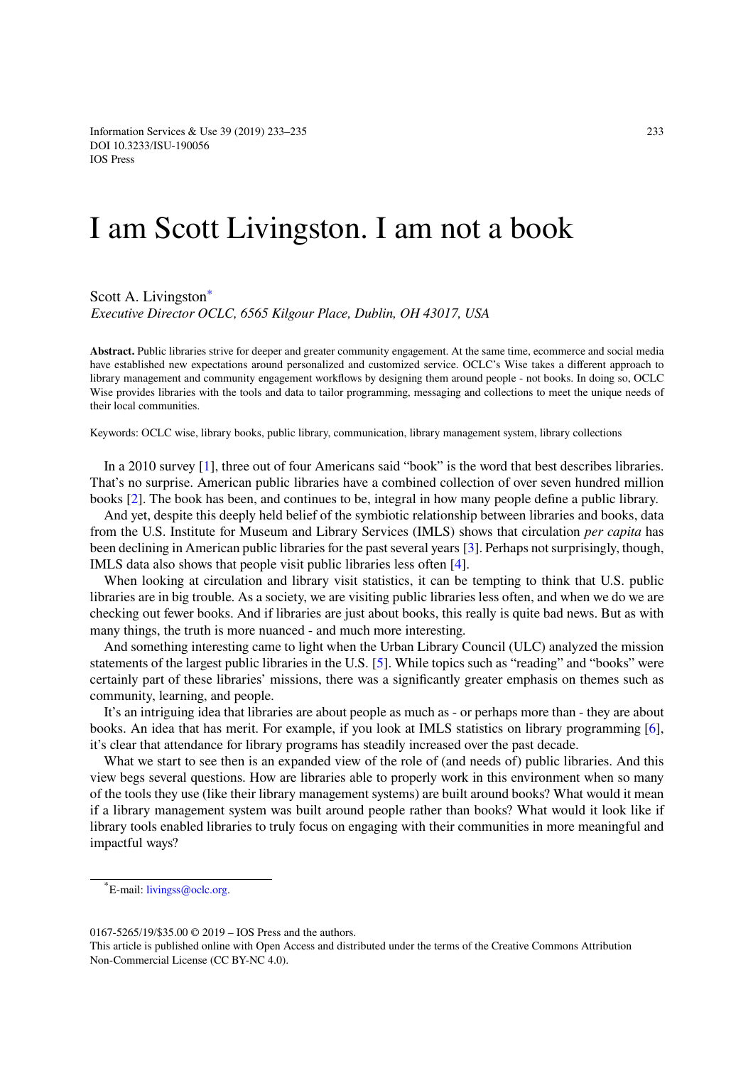# I am Scott Livingston. I am not a book

Scott A. Livingston[*]

*Executive Director OCLC, 6565 Kilgour Place, Dublin, OH 43017, USA*

**Abstract.** Public libraries strive for deeper and greater community engagement. At the same time, ecommerce and social media have established new expectations around personalized and customized service. OCLC's Wise takes a different approach to library management and community engagement workflows by designing them around people - not books. In doing so, OCLC Wise provides libraries with the tools and data to tailor programming, messaging and collections to meet the unique needs of their local communities.

Keywords: OCLC wise, library books, public library, communication, library management system, library collections

In a 2010 survey [1], three out of four Americans said "book" is the word that best describes libraries. That's no surprise. American public libraries have a combined collection of over seven hundred million books [2]. The book has been, and continues to be, integral in how many people define a public library.

And yet, despite this deeply held belief of the symbiotic relationship between libraries and books, data from the U.S. Institute for Museum and Library Services (IMLS) shows that circulation *per capita* has been declining in American public libraries for the past several years [3]. Perhaps not surprisingly, though, IMLS data also shows that people visit public libraries less often [4].

When looking at circulation and library visit statistics, it can be tempting to think that U.S. public libraries are in big trouble. As a society, we are visiting public libraries less often, and when we do we are checking out fewer books. And if libraries are just about books, this really is quite bad news. But as with many things, the truth is more nuanced - and much more interesting.

And something interesting came to light when the Urban Library Council (ULC) analyzed the mission statements of the largest public libraries in the U.S. [5]. While topics such as "reading" and "books" were certainly part of these libraries' missions, there was a significantly greater emphasis on themes such as community, learning, and people.

It's an intriguing idea that libraries are about people as much as - or perhaps more than - they are about books. An idea that has merit. For example, if you look at IMLS statistics on library programming [6], it's clear that attendance for library programs has steadily increased over the past decade.

What we start to see then is an expanded view of the role of (and needs of) public libraries. And this view begs several questions. How are libraries able to properly work in this environment when so many of the tools they use (like their library management systems) are built around books? What would it mean if a library management system was built around people rather than books? What would it look like if library tools enabled libraries to truly focus on engaging with their communities in more meaningful and impactful ways?

[*]E-mail: livingss@oclc.org.

0167-5265/19/$35.00 © 2019 – IOS Press and the authors.
This article is published online with Open Access and distributed under the terms of the Creative Commons Attribution Non-Commercial License (CC BY-NC 4.0).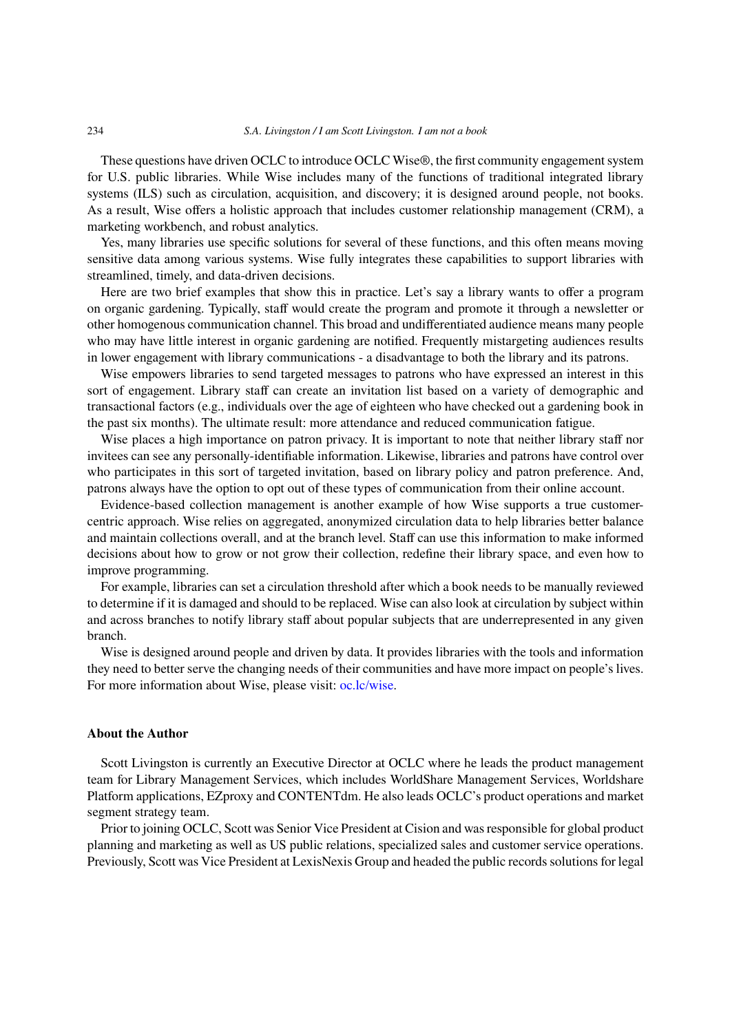These questions have driven OCLC to introduce OCLC Wise®, the first community engagement system for U.S. public libraries. While Wise includes many of the functions of traditional integrated library systems (ILS) such as circulation, acquisition, and discovery; it is designed around people, not books. As a result, Wise offers a holistic approach that includes customer relationship management (CRM), a marketing workbench, and robust analytics.

Yes, many libraries use specific solutions for several of these functions, and this often means moving sensitive data among various systems. Wise fully integrates these capabilities to support libraries with streamlined, timely, and data-driven decisions.

Here are two brief examples that show this in practice. Let's say a library wants to offer a program on organic gardening. Typically, staff would create the program and promote it through a newsletter or other homogenous communication channel. This broad and undifferentiated audience means many people who may have little interest in organic gardening are notified. Frequently mistargeting audiences results in lower engagement with library communications - a disadvantage to both the library and its patrons.

Wise empowers libraries to send targeted messages to patrons who have expressed an interest in this sort of engagement. Library staff can create an invitation list based on a variety of demographic and transactional factors (e.g., individuals over the age of eighteen who have checked out a gardening book in the past six months). The ultimate result: more attendance and reduced communication fatigue.

Wise places a high importance on patron privacy. It is important to note that neither library staff nor invitees can see any personally-identifiable information. Likewise, libraries and patrons have control over who participates in this sort of targeted invitation, based on library policy and patron preference. And, patrons always have the option to opt out of these types of communication from their online account.

Evidence-based collection management is another example of how Wise supports a true customer-centric approach. Wise relies on aggregated, anonymized circulation data to help libraries better balance and maintain collections overall, and at the branch level. Staff can use this information to make informed decisions about how to grow or not grow their collection, redefine their library space, and even how to improve programming.

For example, libraries can set a circulation threshold after which a book needs to be manually reviewed to determine if it is damaged and should to be replaced. Wise can also look at circulation by subject within and across branches to notify library staff about popular subjects that are underrepresented in any given branch.

Wise is designed around people and driven by data. It provides libraries with the tools and information they need to better serve the changing needs of their communities and have more impact on people's lives. For more information about Wise, please visit: oc.lc/wise.

## About the Author

Scott Livingston is currently an Executive Director at OCLC where he leads the product management team for Library Management Services, which includes WorldShare Management Services, Worldshare Platform applications, EZproxy and CONTENTdm. He also leads OCLC's product operations and market segment strategy team.

Prior to joining OCLC, Scott was Senior Vice President at Cision and was responsible for global product planning and marketing as well as US public relations, specialized sales and customer service operations. Previously, Scott was Vice President at LexisNexis Group and headed the public records solutions for legal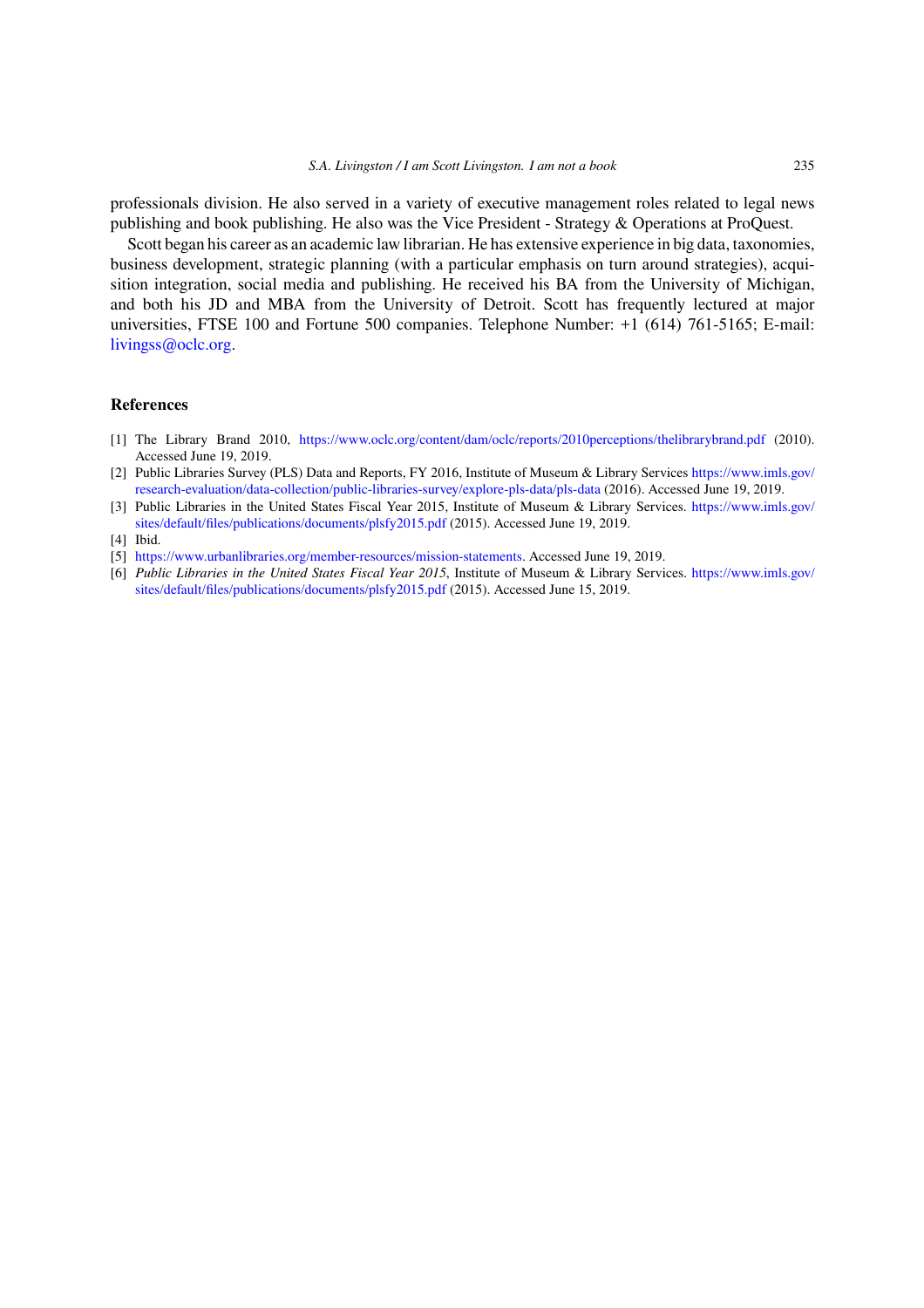professionals division. He also served in a variety of executive management roles related to legal news publishing and book publishing. He also was the Vice President - Strategy & Operations at ProQuest.

Scott began his career as an academic law librarian. He has extensive experience in big data, taxonomies, business development, strategic planning (with a particular emphasis on turn around strategies), acquisition integration, social media and publishing. He received his BA from the University of Michigan, and both his JD and MBA from the University of Detroit. Scott has frequently lectured at major universities, FTSE 100 and Fortune 500 companies. Telephone Number: +1 (614) 761-5165; E-mail: livingss@oclc.org.

## References

[1] The Library Brand 2010, https://www.oclc.org/content/dam/oclc/reports/2010perceptions/thelibrarybrand.pdf (2010). Accessed June 19, 2019.

[2] Public Libraries Survey (PLS) Data and Reports, FY 2016, Institute of Museum & Library Services https://www.imls.gov/research-evaluation/data-collection/public-libraries-survey/explore-pls-data/pls-data (2016). Accessed June 19, 2019.

[3] Public Libraries in the United States Fiscal Year 2015, Institute of Museum & Library Services. https://www.imls.gov/sites/default/files/publications/documents/plsfy2015.pdf (2015). Accessed June 19, 2019.

[4] Ibid.

[5] https://www.urbanlibraries.org/member-resources/mission-statements. Accessed June 19, 2019.

[6] *Public Libraries in the United States Fiscal Year 2015*, Institute of Museum & Library Services. https://www.imls.gov/sites/default/files/publications/documents/plsfy2015.pdf (2015). Accessed June 15, 2019.